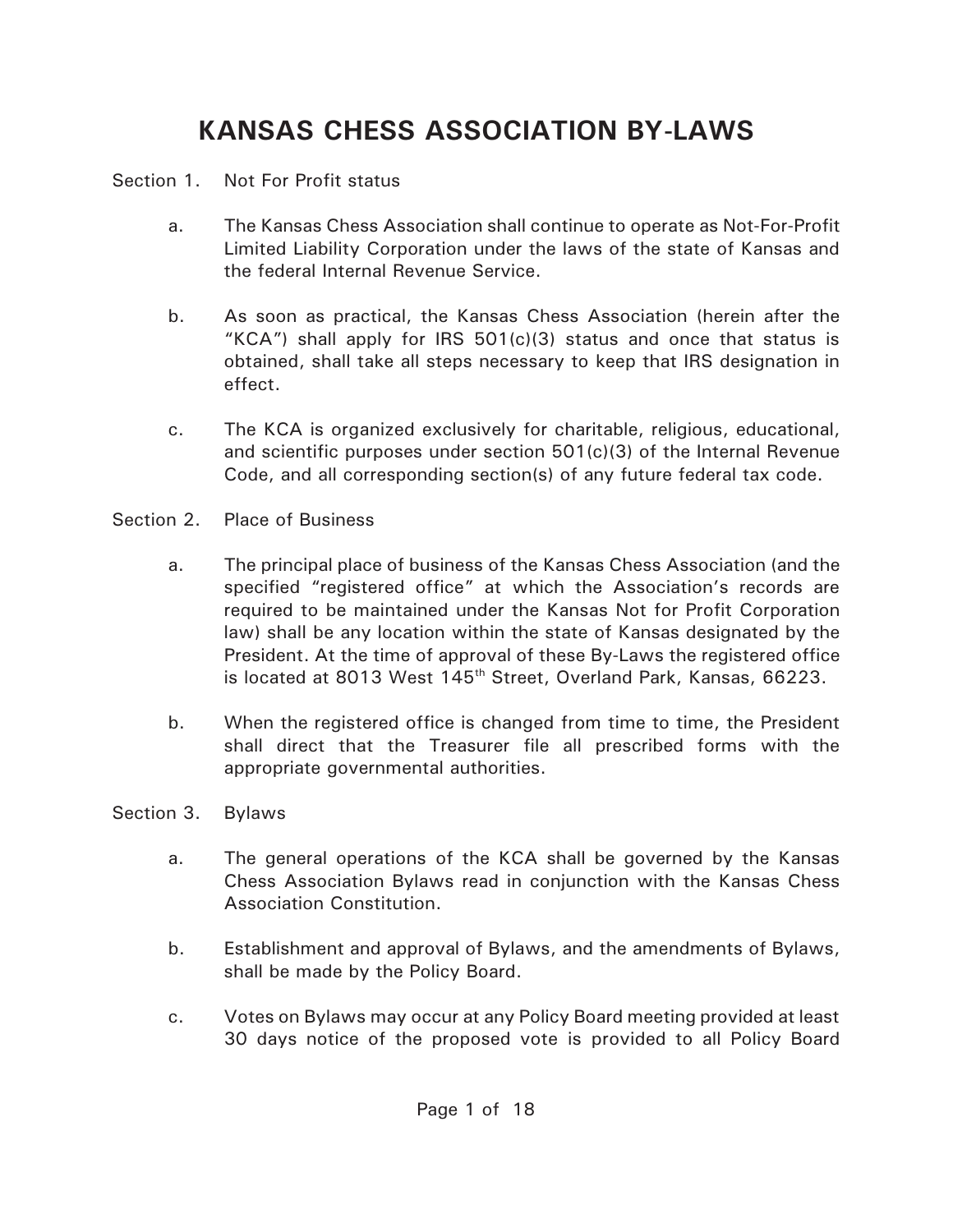# KANSAS CHESS ASSOCIATION BY-LAWS

Section 1. Not For Profit status

a. The Kansas Chess Association shall continue to operate as Not-For-Profit Limited Liability Corporation under the laws of the state of Kansas and the federal Internal Revenue Service.

b. As soon as practical, the Kansas Chess Association (herein after the "KCA") shall apply for IRS 501(c)(3) status and once that status is obtained, shall take all steps necessary to keep that IRS designation in effect.

c. The KCA is organized exclusively for charitable, religious, educational, and scientific purposes under section 501(c)(3) of the Internal Revenue Code, and all corresponding section(s) of any future federal tax code.

Section 2. Place of Business

a. The principal place of business of the Kansas Chess Association (and the specified "registered office" at which the Association's records are required to be maintained under the Kansas Not for Profit Corporation law) shall be any location within the state of Kansas designated by the President. At the time of approval of these By-Laws the registered office is located at 8013 West 145th Street, Overland Park, Kansas, 66223.

b. When the registered office is changed from time to time, the President shall direct that the Treasurer file all prescribed forms with the appropriate governmental authorities.

Section 3. Bylaws

a. The general operations of the KCA shall be governed by the Kansas Chess Association Bylaws read in conjunction with the Kansas Chess Association Constitution.

b. Establishment and approval of Bylaws, and the amendments of Bylaws, shall be made by the Policy Board.

c. Votes on Bylaws may occur at any Policy Board meeting provided at least 30 days notice of the proposed vote is provided to all Policy Board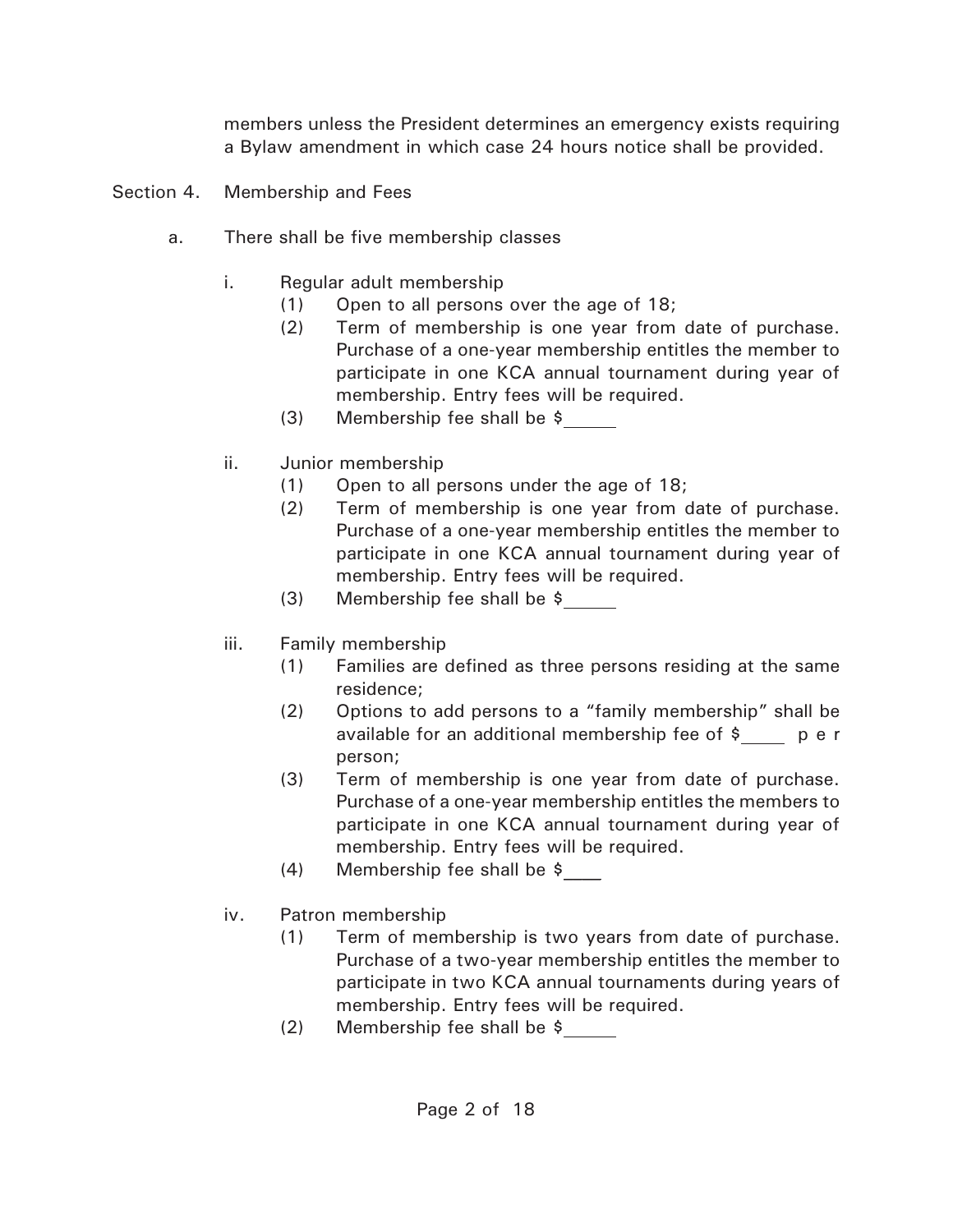members unless the President determines an emergency exists requiring a Bylaw amendment in which case 24 hours notice shall be provided.

Section 4. Membership and Fees

a. There shall be five membership classes

i. Regular adult membership

(1) Open to all persons over the age of 18;

(2) Term of membership is one year from date of purchase. Purchase of a one-year membership entitles the member to participate in one KCA annual tournament during year of membership. Entry fees will be required.

(3) Membership fee shall be $_____

ii. Junior membership

(1) Open to all persons under the age of 18;

(2) Term of membership is one year from date of purchase. Purchase of a one-year membership entitles the member to participate in one KCA annual tournament during year of membership. Entry fees will be required.

(3) Membership fee shall be $_____

iii. Family membership

(1) Families are defined as three persons residing at the same residence;

(2) Options to add persons to a "family membership" shall be available for an additional membership fee of $____ per person;

(3) Term of membership is one year from date of purchase. Purchase of a one-year membership entitles the members to participate in one KCA annual tournament during year of membership. Entry fees will be required.

(4) Membership fee shall be $____

iv. Patron membership

(1) Term of membership is two years from date of purchase. Purchase of a two-year membership entitles the member to participate in two KCA annual tournaments during years of membership. Entry fees will be required.

(2) Membership fee shall be $_____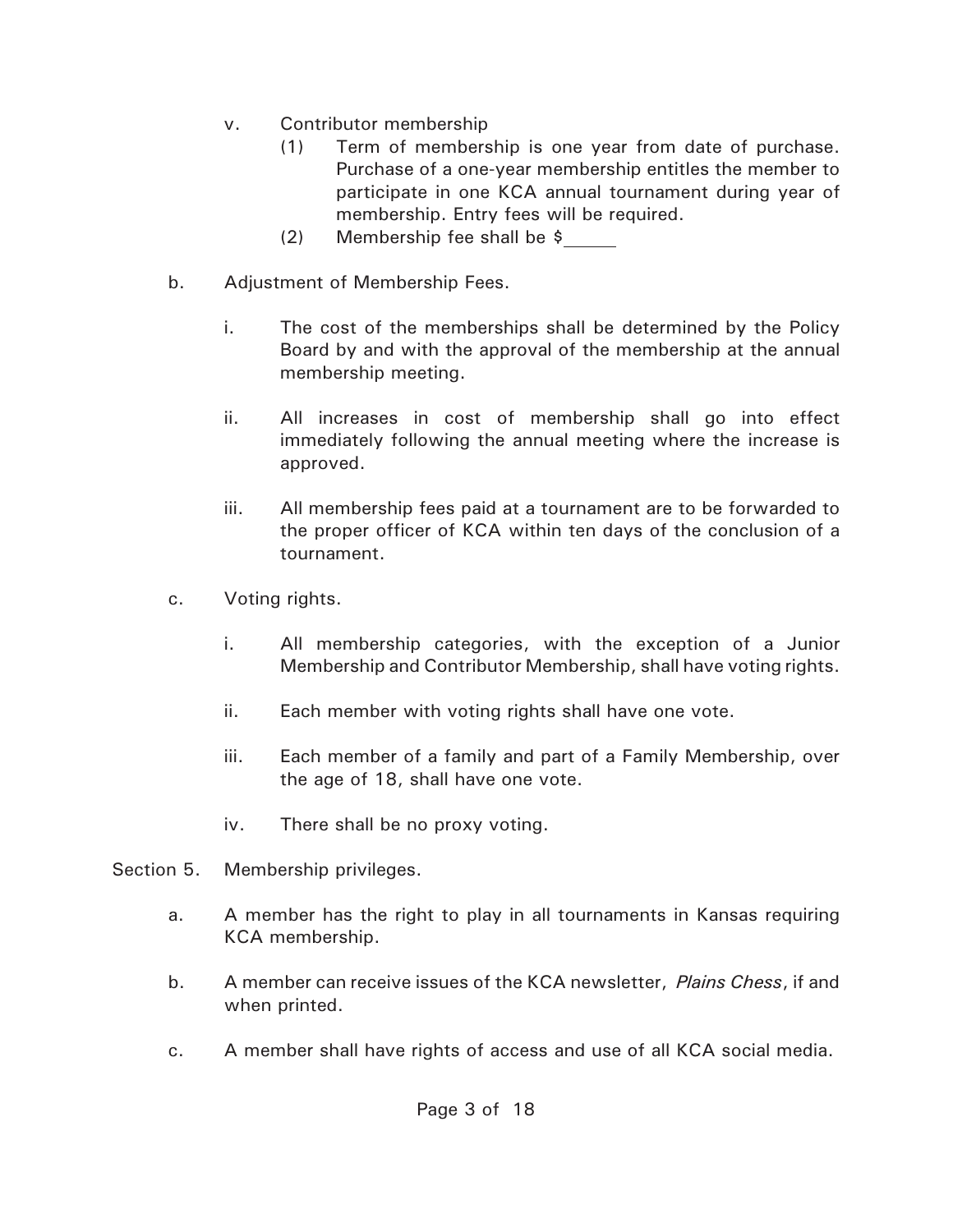v. Contributor membership

   (1) Term of membership is one year from date of purchase. Purchase of a one-year membership entitles the member to participate in one KCA annual tournament during year of membership. Entry fees will be required.

   (2) Membership fee shall be $\_\_\_\_\_

b. Adjustment of Membership Fees.

   i. The cost of the memberships shall be determined by the Policy Board by and with the approval of the membership at the annual membership meeting.

   ii. All increases in cost of membership shall go into effect immediately following the annual meeting where the increase is approved.

   iii. All membership fees paid at a tournament are to be forwarded to the proper officer of KCA within ten days of the conclusion of a tournament.

c. Voting rights.

   i. All membership categories, with the exception of a Junior Membership and Contributor Membership, shall have voting rights.

   ii. Each member with voting rights shall have one vote.

   iii. Each member of a family and part of a Family Membership, over the age of 18, shall have one vote.

   iv. There shall be no proxy voting.

Section 5. Membership privileges.

a. A member has the right to play in all tournaments in Kansas requiring KCA membership.

b. A member can receive issues of the KCA newsletter, *Plains Chess*, if and when printed.

c. A member shall have rights of access and use of all KCA social media.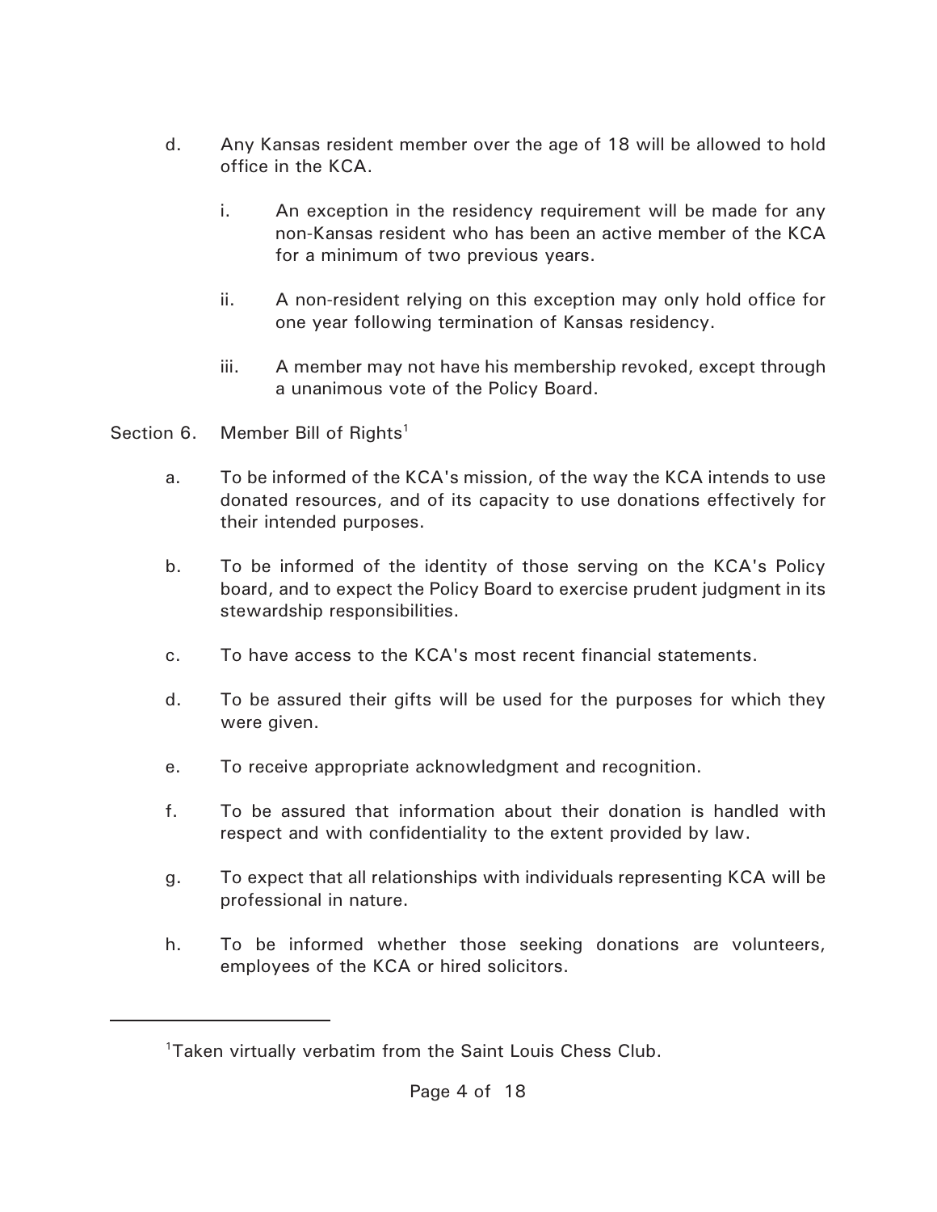d. Any Kansas resident member over the age of 18 will be allowed to hold office in the KCA.

   i. An exception in the residency requirement will be made for any non-Kansas resident who has been an active member of the KCA for a minimum of two previous years.

   ii. A non-resident relying on this exception may only hold office for one year following termination of Kansas residency.

   iii. A member may not have his membership revoked, except through a unanimous vote of the Policy Board.

Section 6. Member Bill of Rights[1]

a. To be informed of the KCA's mission, of the way the KCA intends to use donated resources, and of its capacity to use donations effectively for their intended purposes.

b. To be informed of the identity of those serving on the KCA's Policy board, and to expect the Policy Board to exercise prudent judgment in its stewardship responsibilities.

c. To have access to the KCA's most recent financial statements.

d. To be assured their gifts will be used for the purposes for which they were given.

e. To receive appropriate acknowledgment and recognition.

f. To be assured that information about their donation is handled with respect and with confidentiality to the extent provided by law.

g. To expect that all relationships with individuals representing KCA will be professional in nature.

h. To be informed whether those seeking donations are volunteers, employees of the KCA or hired solicitors.

---

[1] Taken virtually verbatim from the Saint Louis Chess Club.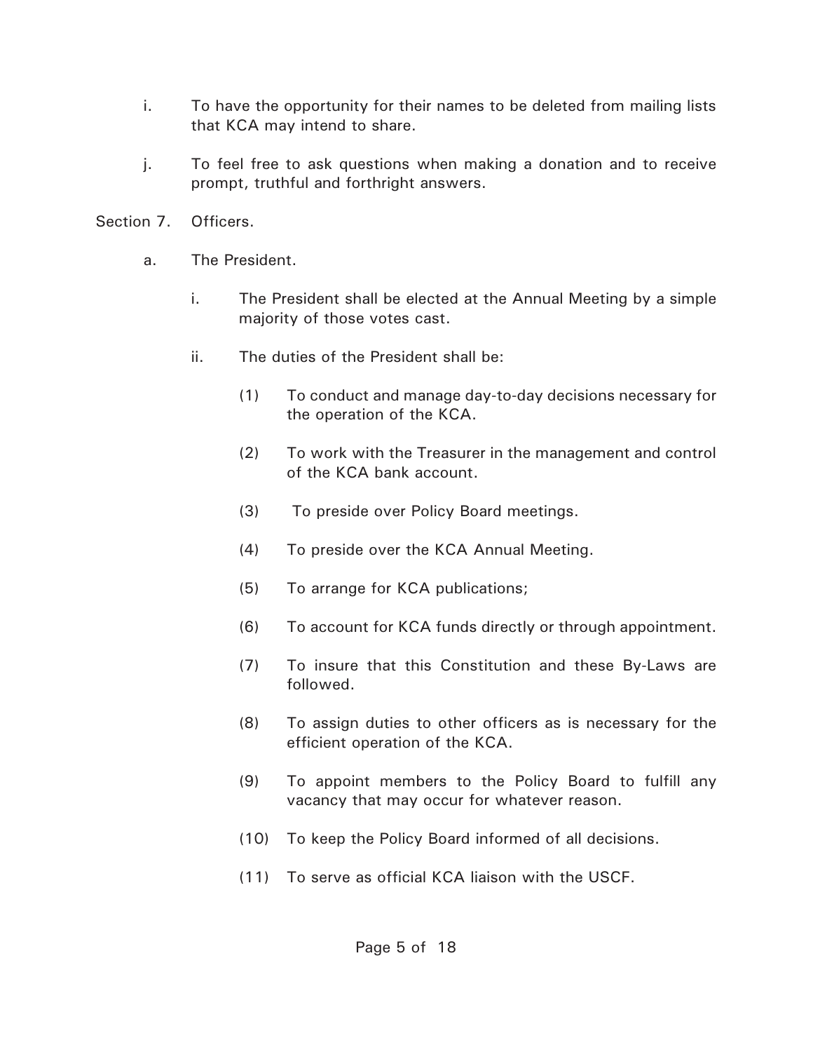i. To have the opportunity for their names to be deleted from mailing lists that KCA may intend to share.

j. To feel free to ask questions when making a donation and to receive prompt, truthful and forthright answers.

Section 7. Officers.

a. The President.

i. The President shall be elected at the Annual Meeting by a simple majority of those votes cast.

ii. The duties of the President shall be:

(1) To conduct and manage day-to-day decisions necessary for the operation of the KCA.

(2) To work with the Treasurer in the management and control of the KCA bank account.

(3) To preside over Policy Board meetings.

(4) To preside over the KCA Annual Meeting.

(5) To arrange for KCA publications;

(6) To account for KCA funds directly or through appointment.

(7) To insure that this Constitution and these By-Laws are followed.

(8) To assign duties to other officers as is necessary for the efficient operation of the KCA.

(9) To appoint members to the Policy Board to fulfill any vacancy that may occur for whatever reason.

(10) To keep the Policy Board informed of all decisions.

(11) To serve as official KCA liaison with the USCF.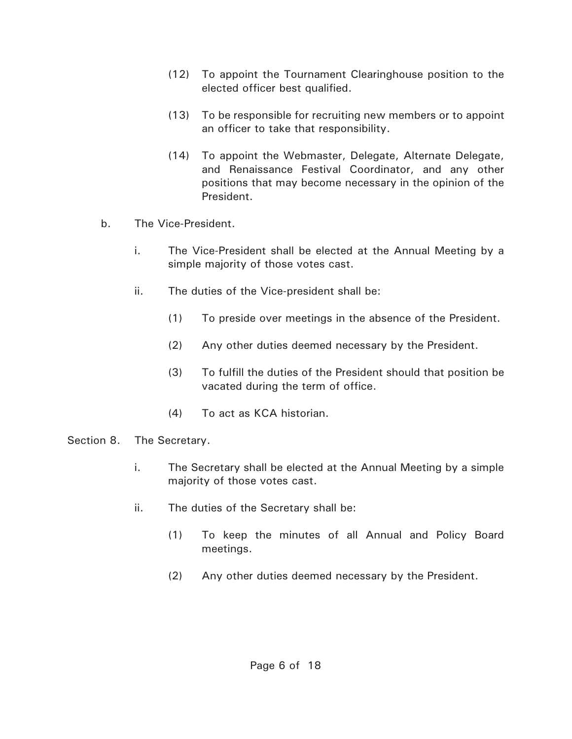(12) To appoint the Tournament Clearinghouse position to the elected officer best qualified.

(13) To be responsible for recruiting new members or to appoint an officer to take that responsibility.

(14) To appoint the Webmaster, Delegate, Alternate Delegate, and Renaissance Festival Coordinator, and any other positions that may become necessary in the opinion of the President.

b. The Vice-President.

i. The Vice-President shall be elected at the Annual Meeting by a simple majority of those votes cast.

ii. The duties of the Vice-president shall be:

(1) To preside over meetings in the absence of the President.

(2) Any other duties deemed necessary by the President.

(3) To fulfill the duties of the President should that position be vacated during the term of office.

(4) To act as KCA historian.

Section 8. The Secretary.

i. The Secretary shall be elected at the Annual Meeting by a simple majority of those votes cast.

ii. The duties of the Secretary shall be:

(1) To keep the minutes of all Annual and Policy Board meetings.

(2) Any other duties deemed necessary by the President.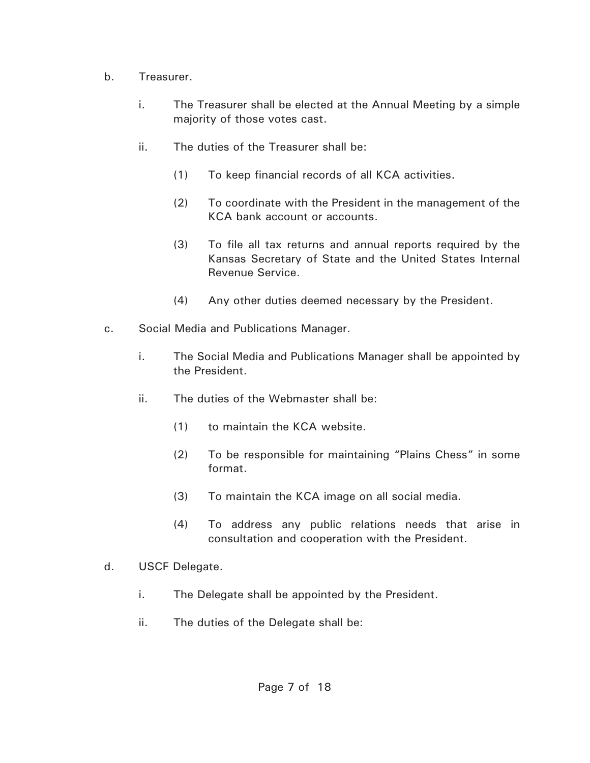b. Treasurer.

   i. The Treasurer shall be elected at the Annual Meeting by a simple majority of those votes cast.

   ii. The duties of the Treasurer shall be:

      (1) To keep financial records of all KCA activities.

      (2) To coordinate with the President in the management of the KCA bank account or accounts.

      (3) To file all tax returns and annual reports required by the Kansas Secretary of State and the United States Internal Revenue Service.

      (4) Any other duties deemed necessary by the President.

c. Social Media and Publications Manager.

   i. The Social Media and Publications Manager shall be appointed by the President.

   ii. The duties of the Webmaster shall be:

      (1) to maintain the KCA website.

      (2) To be responsible for maintaining "Plains Chess" in some format.

      (3) To maintain the KCA image on all social media.

      (4) To address any public relations needs that arise in consultation and cooperation with the President.

d. USCF Delegate.

   i. The Delegate shall be appointed by the President.

   ii. The duties of the Delegate shall be: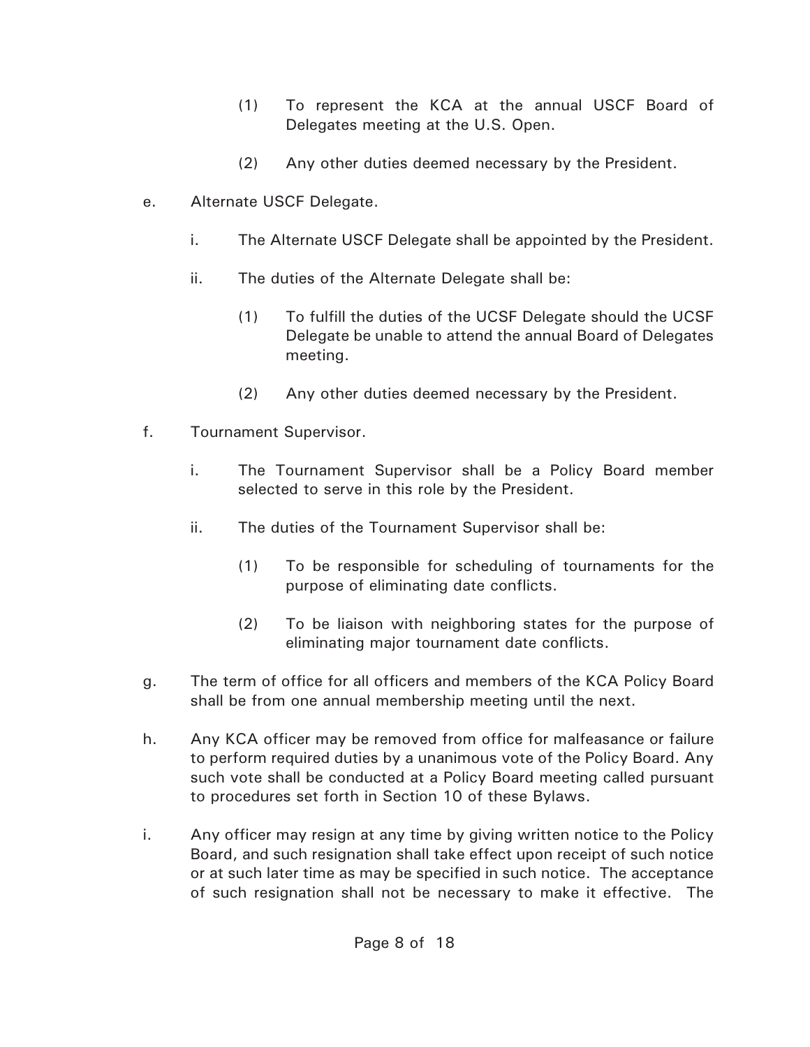(1) To represent the KCA at the annual USCF Board of Delegates meeting at the U.S. Open.

(2) Any other duties deemed necessary by the President.

e. Alternate USCF Delegate.

i. The Alternate USCF Delegate shall be appointed by the President.

ii. The duties of the Alternate Delegate shall be:

(1) To fulfill the duties of the UCSF Delegate should the UCSF Delegate be unable to attend the annual Board of Delegates meeting.

(2) Any other duties deemed necessary by the President.

f. Tournament Supervisor.

i. The Tournament Supervisor shall be a Policy Board member selected to serve in this role by the President.

ii. The duties of the Tournament Supervisor shall be:

(1) To be responsible for scheduling of tournaments for the purpose of eliminating date conflicts.

(2) To be liaison with neighboring states for the purpose of eliminating major tournament date conflicts.

g. The term of office for all officers and members of the KCA Policy Board shall be from one annual membership meeting until the next.

h. Any KCA officer may be removed from office for malfeasance or failure to perform required duties by a unanimous vote of the Policy Board. Any such vote shall be conducted at a Policy Board meeting called pursuant to procedures set forth in Section 10 of these Bylaws.

i. Any officer may resign at any time by giving written notice to the Policy Board, and such resignation shall take effect upon receipt of such notice or at such later time as may be specified in such notice. The acceptance of such resignation shall not be necessary to make it effective. The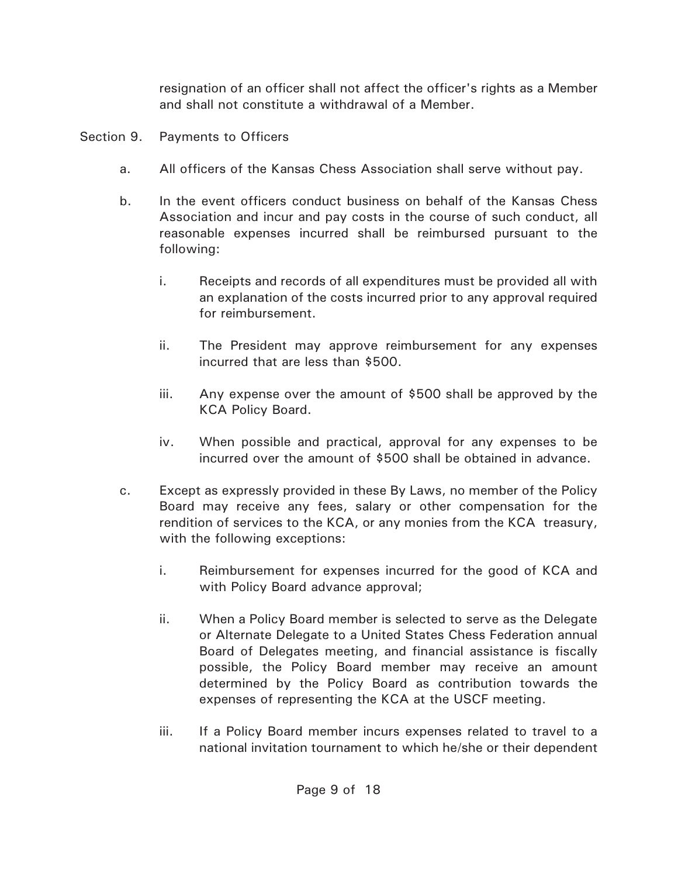resignation of an officer shall not affect the officer's rights as a Member and shall not constitute a withdrawal of a Member.

Section 9. Payments to Officers

a. All officers of the Kansas Chess Association shall serve without pay.

b. In the event officers conduct business on behalf of the Kansas Chess Association and incur and pay costs in the course of such conduct, all reasonable expenses incurred shall be reimbursed pursuant to the following:

   i. Receipts and records of all expenditures must be provided all with an explanation of the costs incurred prior to any approval required for reimbursement.

   ii. The President may approve reimbursement for any expenses incurred that are less than $500.

   iii. Any expense over the amount of $500 shall be approved by the KCA Policy Board.

   iv. When possible and practical, approval for any expenses to be incurred over the amount of $500 shall be obtained in advance.

c. Except as expressly provided in these By Laws, no member of the Policy Board may receive any fees, salary or other compensation for the rendition of services to the KCA, or any monies from the KCA treasury, with the following exceptions:

   i. Reimbursement for expenses incurred for the good of KCA and with Policy Board advance approval;

   ii. When a Policy Board member is selected to serve as the Delegate or Alternate Delegate to a United States Chess Federation annual Board of Delegates meeting, and financial assistance is fiscally possible, the Policy Board member may receive an amount determined by the Policy Board as contribution towards the expenses of representing the KCA at the USCF meeting.

   iii. If a Policy Board member incurs expenses related to travel to a national invitation tournament to which he/she or their dependent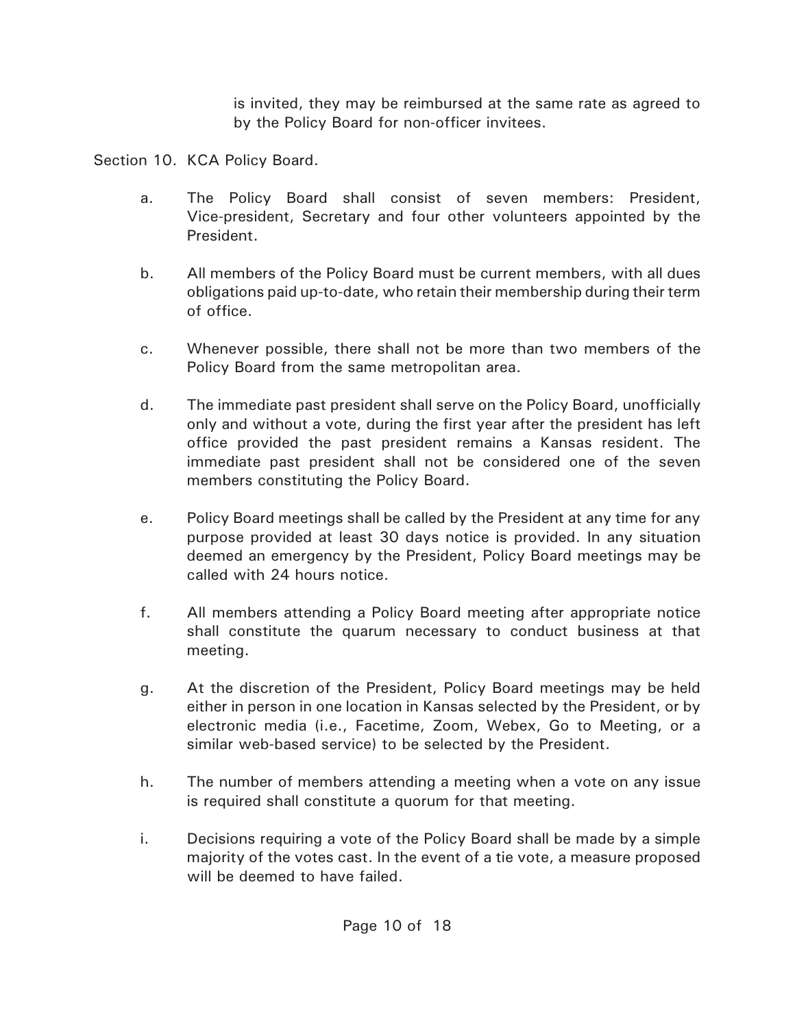is invited, they may be reimbursed at the same rate as agreed to by the Policy Board for non-officer invitees.

Section 10. KCA Policy Board.

a. The Policy Board shall consist of seven members: President, Vice-president, Secretary and four other volunteers appointed by the President.

b. All members of the Policy Board must be current members, with all dues obligations paid up-to-date, who retain their membership during their term of office.

c. Whenever possible, there shall not be more than two members of the Policy Board from the same metropolitan area.

d. The immediate past president shall serve on the Policy Board, unofficially only and without a vote, during the first year after the president has left office provided the past president remains a Kansas resident. The immediate past president shall not be considered one of the seven members constituting the Policy Board.

e. Policy Board meetings shall be called by the President at any time for any purpose provided at least 30 days notice is provided. In any situation deemed an emergency by the President, Policy Board meetings may be called with 24 hours notice.

f. All members attending a Policy Board meeting after appropriate notice shall constitute the quarum necessary to conduct business at that meeting.

g. At the discretion of the President, Policy Board meetings may be held either in person in one location in Kansas selected by the President, or by electronic media (i.e., Facetime, Zoom, Webex, Go to Meeting, or a similar web-based service) to be selected by the President.

h. The number of members attending a meeting when a vote on any issue is required shall constitute a quorum for that meeting.

i. Decisions requiring a vote of the Policy Board shall be made by a simple majority of the votes cast. In the event of a tie vote, a measure proposed will be deemed to have failed.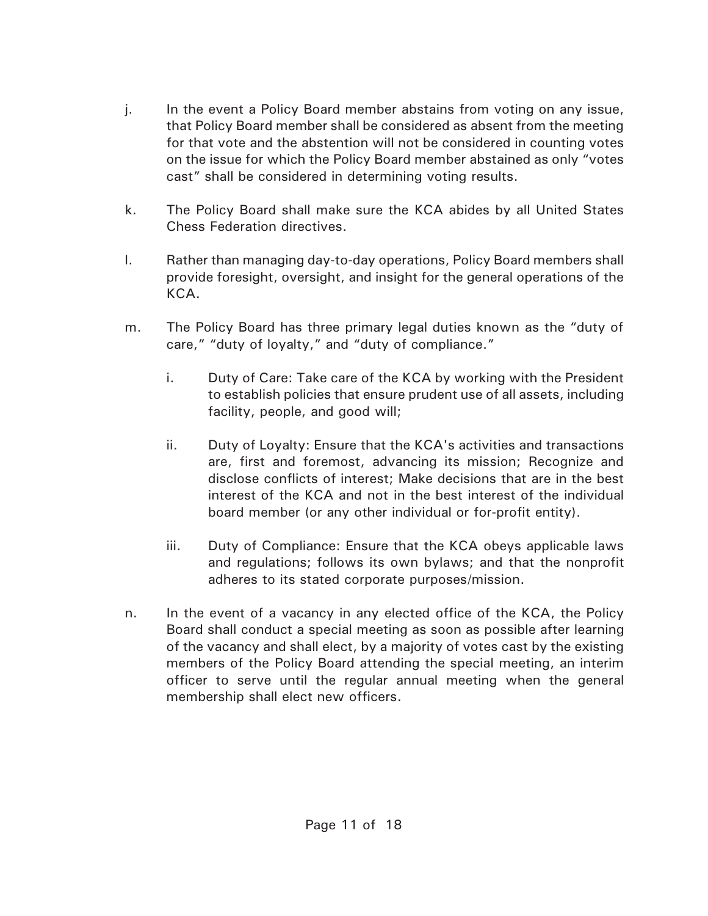j. In the event a Policy Board member abstains from voting on any issue, that Policy Board member shall be considered as absent from the meeting for that vote and the abstention will not be considered in counting votes on the issue for which the Policy Board member abstained as only "votes cast" shall be considered in determining voting results.

k. The Policy Board shall make sure the KCA abides by all United States Chess Federation directives.

l. Rather than managing day-to-day operations, Policy Board members shall provide foresight, oversight, and insight for the general operations of the KCA.

m. The Policy Board has three primary legal duties known as the "duty of care," "duty of loyalty," and "duty of compliance."

   i. Duty of Care: Take care of the KCA by working with the President to establish policies that ensure prudent use of all assets, including facility, people, and good will;

   ii. Duty of Loyalty: Ensure that the KCA's activities and transactions are, first and foremost, advancing its mission; Recognize and disclose conflicts of interest; Make decisions that are in the best interest of the KCA and not in the best interest of the individual board member (or any other individual or for-profit entity).

   iii. Duty of Compliance: Ensure that the KCA obeys applicable laws and regulations; follows its own bylaws; and that the nonprofit adheres to its stated corporate purposes/mission.

n. In the event of a vacancy in any elected office of the KCA, the Policy Board shall conduct a special meeting as soon as possible after learning of the vacancy and shall elect, by a majority of votes cast by the existing members of the Policy Board attending the special meeting, an interim officer to serve until the regular annual meeting when the general membership shall elect new officers.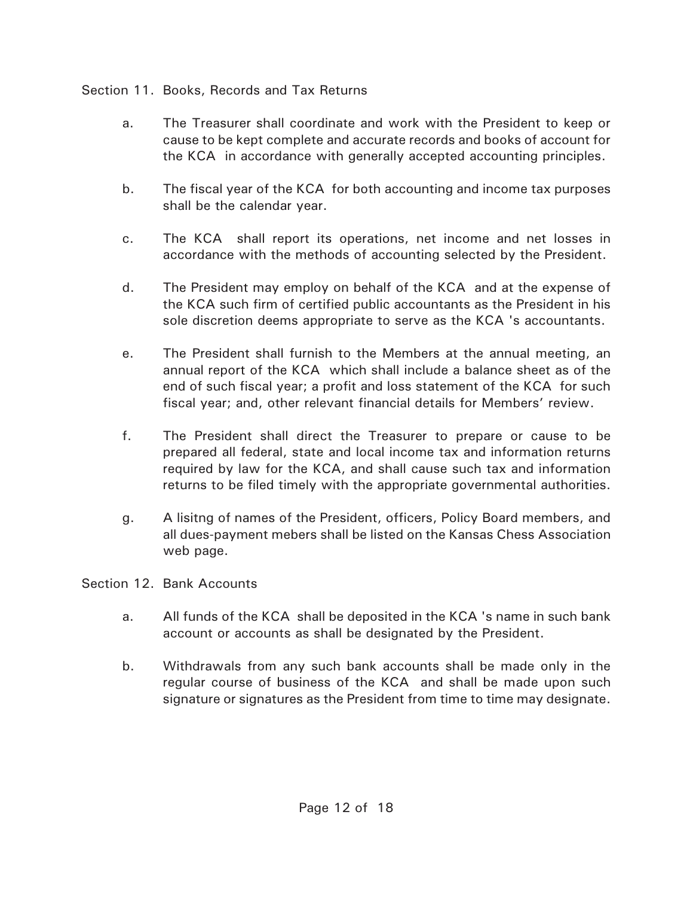## Section 11. Books, Records and Tax Returns

a. The Treasurer shall coordinate and work with the President to keep or cause to be kept complete and accurate records and books of account for the KCA in accordance with generally accepted accounting principles.

b. The fiscal year of the KCA for both accounting and income tax purposes shall be the calendar year.

c. The KCA shall report its operations, net income and net losses in accordance with the methods of accounting selected by the President.

d. The President may employ on behalf of the KCA and at the expense of the KCA such firm of certified public accountants as the President in his sole discretion deems appropriate to serve as the KCA 's accountants.

e. The President shall furnish to the Members at the annual meeting, an annual report of the KCA which shall include a balance sheet as of the end of such fiscal year; a profit and loss statement of the KCA for such fiscal year; and, other relevant financial details for Members' review.

f. The President shall direct the Treasurer to prepare or cause to be prepared all federal, state and local income tax and information returns required by law for the KCA, and shall cause such tax and information returns to be filed timely with the appropriate governmental authorities.

g. A lisitng of names of the President, officers, Policy Board members, and all dues-payment mebers shall be listed on the Kansas Chess Association web page.

## Section 12. Bank Accounts

a. All funds of the KCA shall be deposited in the KCA 's name in such bank account or accounts as shall be designated by the President.

b. Withdrawals from any such bank accounts shall be made only in the regular course of business of the KCA and shall be made upon such signature or signatures as the President from time to time may designate.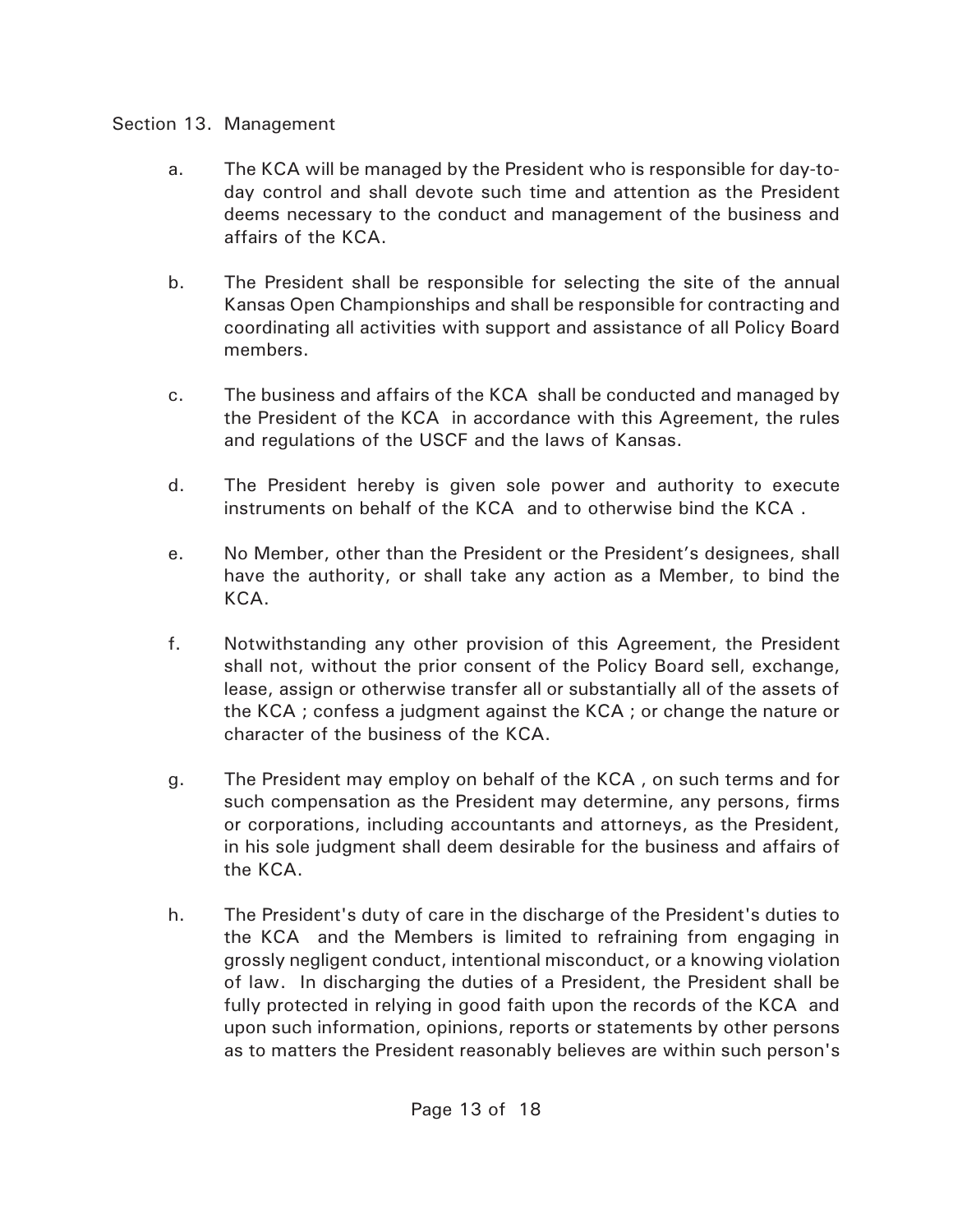## Section 13. Management

a. The KCA will be managed by the President who is responsible for day-to-day control and shall devote such time and attention as the President deems necessary to the conduct and management of the business and affairs of the KCA.

b. The President shall be responsible for selecting the site of the annual Kansas Open Championships and shall be responsible for contracting and coordinating all activities with support and assistance of all Policy Board members.

c. The business and affairs of the KCA shall be conducted and managed by the President of the KCA in accordance with this Agreement, the rules and regulations of the USCF and the laws of Kansas.

d. The President hereby is given sole power and authority to execute instruments on behalf of the KCA and to otherwise bind the KCA .

e. No Member, other than the President or the President's designees, shall have the authority, or shall take any action as a Member, to bind the KCA.

f. Notwithstanding any other provision of this Agreement, the President shall not, without the prior consent of the Policy Board sell, exchange, lease, assign or otherwise transfer all or substantially all of the assets of the KCA ; confess a judgment against the KCA ; or change the nature or character of the business of the KCA.

g. The President may employ on behalf of the KCA , on such terms and for such compensation as the President may determine, any persons, firms or corporations, including accountants and attorneys, as the President, in his sole judgment shall deem desirable for the business and affairs of the KCA.

h. The President's duty of care in the discharge of the President's duties to the KCA and the Members is limited to refraining from engaging in grossly negligent conduct, intentional misconduct, or a knowing violation of law. In discharging the duties of a President, the President shall be fully protected in relying in good faith upon the records of the KCA and upon such information, opinions, reports or statements by other persons as to matters the President reasonably believes are within such person's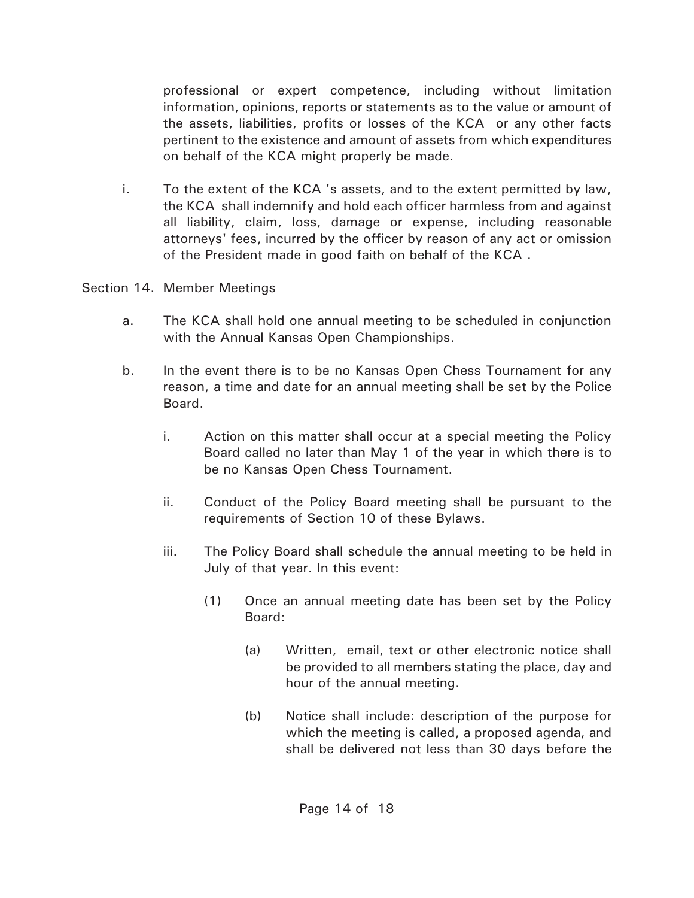professional or expert competence, including without limitation information, opinions, reports or statements as to the value or amount of the assets, liabilities, profits or losses of the KCA  or any other facts pertinent to the existence and amount of assets from which expenditures on behalf of the KCA might properly be made.

i. To the extent of the KCA 's assets, and to the extent permitted by law, the KCA  shall indemnify and hold each officer harmless from and against all liability, claim, loss, damage or expense, including reasonable attorneys' fees, incurred by the officer by reason of any act or omission of the President made in good faith on behalf of the KCA .

Section 14. Member Meetings

a. The KCA shall hold one annual meeting to be scheduled in conjunction with the Annual Kansas Open Championships.

b. In the event there is to be no Kansas Open Chess Tournament for any reason, a time and date for an annual meeting shall be set by the Police Board.

   i. Action on this matter shall occur at a special meeting the Policy Board called no later than May 1 of the year in which there is to be no Kansas Open Chess Tournament.

   ii. Conduct of the Policy Board meeting shall be pursuant to the requirements of Section 10 of these Bylaws.

   iii. The Policy Board shall schedule the annual meeting to be held in July of that year. In this event:

      (1) Once an annual meeting date has been set by the Policy Board:

         (a) Written,  email, text or other electronic notice shall be provided to all members stating the place, day and hour of the annual meeting.

         (b) Notice shall include: description of the purpose for which the meeting is called, a proposed agenda, and shall be delivered not less than 30 days before the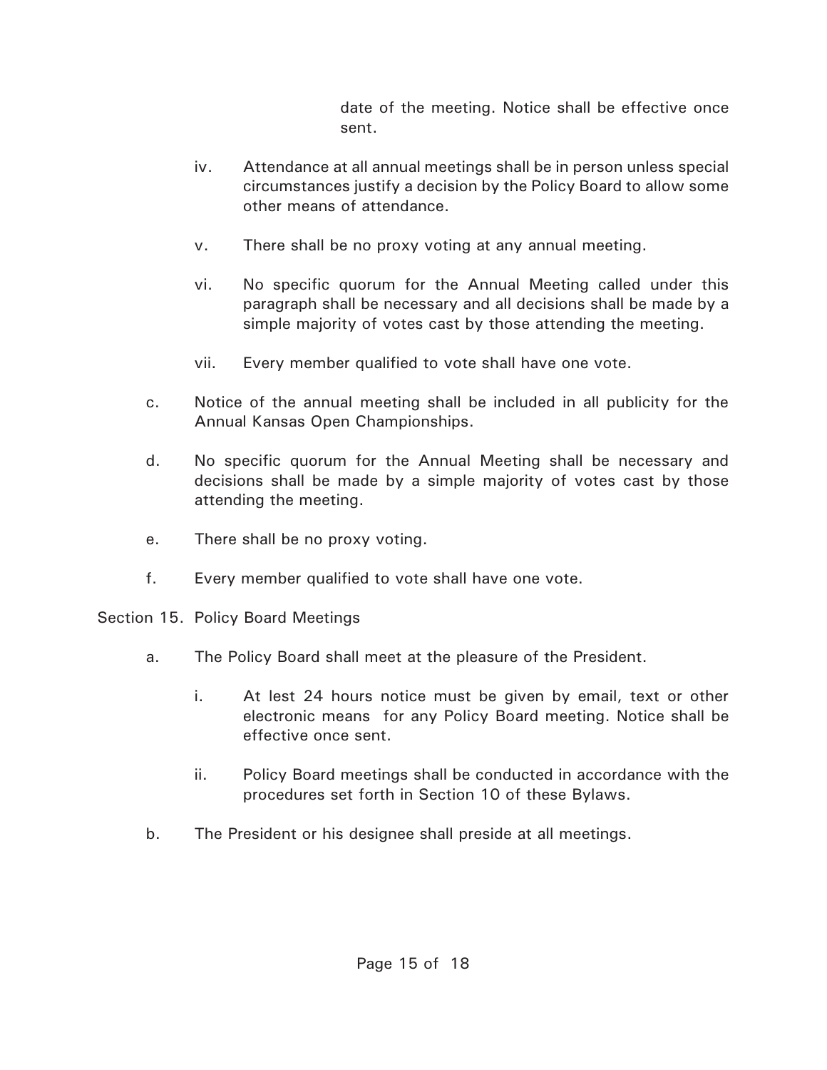date of the meeting. Notice shall be effective once sent.

iv. Attendance at all annual meetings shall be in person unless special circumstances justify a decision by the Policy Board to allow some other means of attendance.

v. There shall be no proxy voting at any annual meeting.

vi. No specific quorum for the Annual Meeting called under this paragraph shall be necessary and all decisions shall be made by a simple majority of votes cast by those attending the meeting.

vii. Every member qualified to vote shall have one vote.

c. Notice of the annual meeting shall be included in all publicity for the Annual Kansas Open Championships.

d. No specific quorum for the Annual Meeting shall be necessary and decisions shall be made by a simple majority of votes cast by those attending the meeting.

e. There shall be no proxy voting.

f. Every member qualified to vote shall have one vote.

Section 15. Policy Board Meetings

a. The Policy Board shall meet at the pleasure of the President.

i. At lest 24 hours notice must be given by email, text or other electronic means for any Policy Board meeting. Notice shall be effective once sent.

ii. Policy Board meetings shall be conducted in accordance with the procedures set forth in Section 10 of these Bylaws.

b. The President or his designee shall preside at all meetings.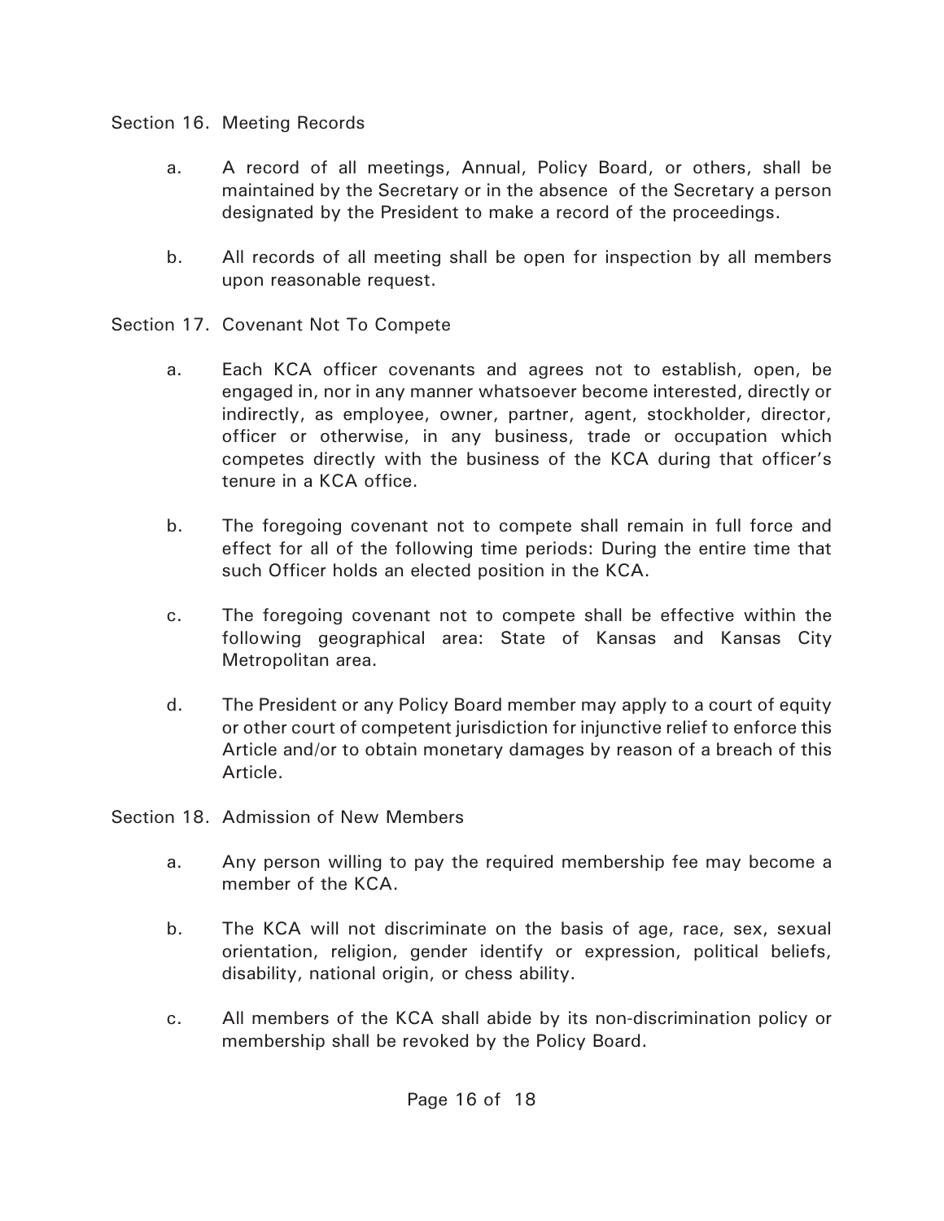Section 16. Meeting Records

a. A record of all meetings, Annual, Policy Board, or others, shall be maintained by the Secretary or in the absence of the Secretary a person designated by the President to make a record of the proceedings.

b. All records of all meeting shall be open for inspection by all members upon reasonable request.

Section 17. Covenant Not To Compete

a. Each KCA officer covenants and agrees not to establish, open, be engaged in, nor in any manner whatsoever become interested, directly or indirectly, as employee, owner, partner, agent, stockholder, director, officer or otherwise, in any business, trade or occupation which competes directly with the business of the KCA during that officer's tenure in a KCA office.

b. The foregoing covenant not to compete shall remain in full force and effect for all of the following time periods: During the entire time that such Officer holds an elected position in the KCA.

c. The foregoing covenant not to compete shall be effective within the following geographical area: State of Kansas and Kansas City Metropolitan area.

d. The President or any Policy Board member may apply to a court of equity or other court of competent jurisdiction for injunctive relief to enforce this Article and/or to obtain monetary damages by reason of a breach of this Article.

Section 18. Admission of New Members

a. Any person willing to pay the required membership fee may become a member of the KCA.

b. The KCA will not discriminate on the basis of age, race, sex, sexual orientation, religion, gender identify or expression, political beliefs, disability, national origin, or chess ability.

c. All members of the KCA shall abide by its non-discrimination policy or membership shall be revoked by the Policy Board.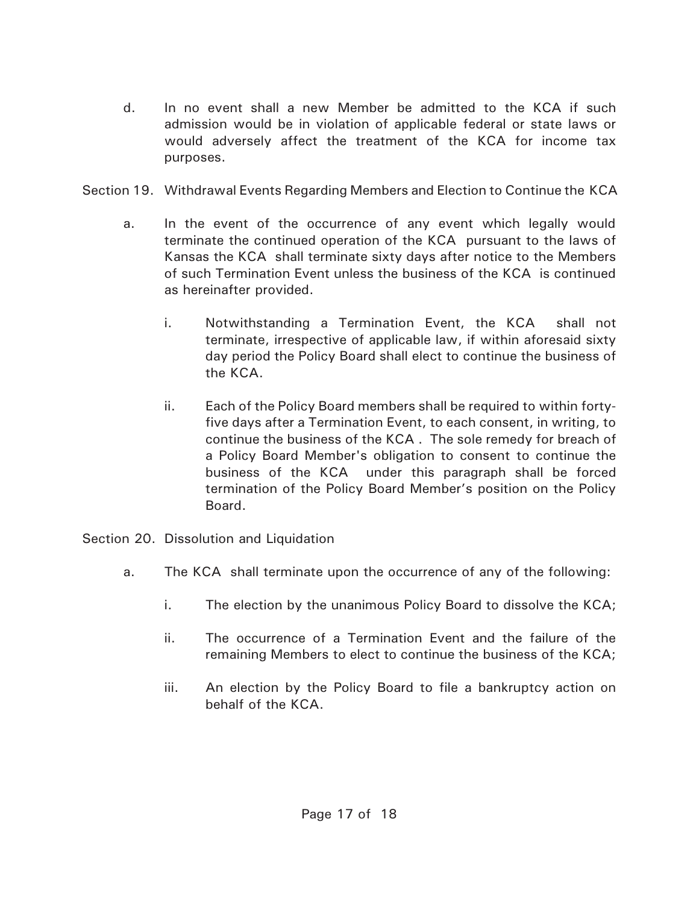d. In no event shall a new Member be admitted to the KCA if such admission would be in violation of applicable federal or state laws or would adversely affect the treatment of the KCA for income tax purposes.

Section 19. Withdrawal Events Regarding Members and Election to Continue the KCA

a. In the event of the occurrence of any event which legally would terminate the continued operation of the KCA pursuant to the laws of Kansas the KCA shall terminate sixty days after notice to the Members of such Termination Event unless the business of the KCA is continued as hereinafter provided.

   i. Notwithstanding a Termination Event, the KCA shall not terminate, irrespective of applicable law, if within aforesaid sixty day period the Policy Board shall elect to continue the business of the KCA.

   ii. Each of the Policy Board members shall be required to within forty-five days after a Termination Event, to each consent, in writing, to continue the business of the KCA . The sole remedy for breach of a Policy Board Member's obligation to consent to continue the business of the KCA under this paragraph shall be forced termination of the Policy Board Member's position on the Policy Board.

Section 20. Dissolution and Liquidation

a. The KCA shall terminate upon the occurrence of any of the following:

   i. The election by the unanimous Policy Board to dissolve the KCA;

   ii. The occurrence of a Termination Event and the failure of the remaining Members to elect to continue the business of the KCA;

   iii. An election by the Policy Board to file a bankruptcy action on behalf of the KCA.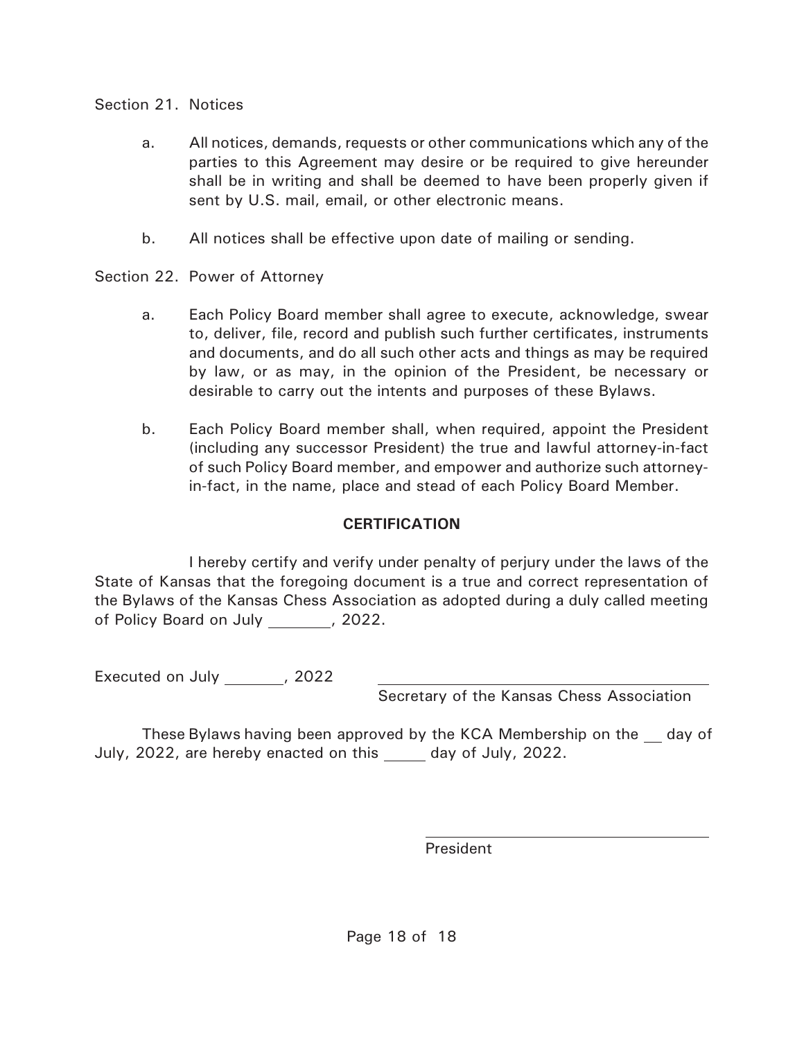Section 21. Notices

a. All notices, demands, requests or other communications which any of the parties to this Agreement may desire or be required to give hereunder shall be in writing and shall be deemed to have been properly given if sent by U.S. mail, email, or other electronic means.

b. All notices shall be effective upon date of mailing or sending.

Section 22. Power of Attorney

a. Each Policy Board member shall agree to execute, acknowledge, swear to, deliver, file, record and publish such further certificates, instruments and documents, and do all such other acts and things as may be required by law, or as may, in the opinion of the President, be necessary or desirable to carry out the intents and purposes of these Bylaws.

b. Each Policy Board member shall, when required, appoint the President (including any successor President) the true and lawful attorney-in-fact of such Policy Board member, and empower and authorize such attorney-in-fact, in the name, place and stead of each Policy Board Member.

**CERTIFICATION**

I hereby certify and verify under penalty of perjury under the laws of the State of Kansas that the foregoing document is a true and correct representation of the Bylaws of the Kansas Chess Association as adopted during a duly called meeting of Policy Board on July ________, 2022.

Executed on July _______, 2022

________________________________________
Secretary of the Kansas Chess Association

These Bylaws having been approved by the KCA Membership on the __ day of July, 2022, are hereby enacted on this _____ day of July, 2022.

________________________________________
President